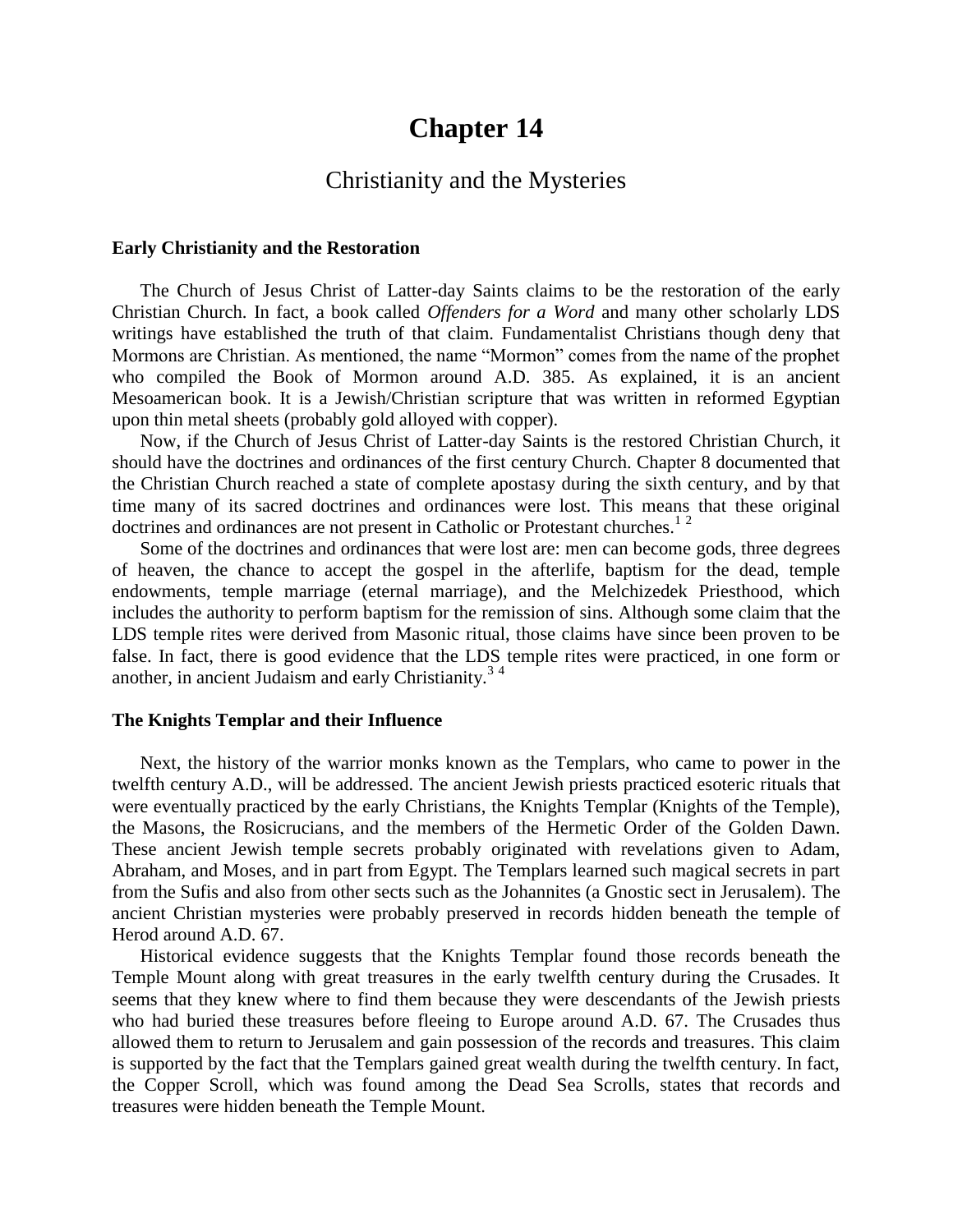# Chapter 14

## Christianity and the Mysteries

### Early Christianity and the Restoration

The Church of Jesus Christ of Latter-day Saints claims to be the restoration of the early Christian Church. In fact, a book called *Offenders for a Word* and many other scholarly LDS writings have established the truth of that claim. Fundamentalist Christians though deny that Mormons are Christian. As mentioned, the name "Mormon" comes from the name of the prophet who compiled the Book of Mormon around A.D. 385. As explained, it is an ancient Mesoamerican book. It is a Jewish/Christian scripture that was written in reformed Egyptian upon thin metal sheets (probably gold alloyed with copper).

Now, if the Church of Jesus Christ of Latter-day Saints is the restored Christian Church, it should have the doctrines and ordinances of the first century Church. Chapter 8 documented that the Christian Church reached a state of complete apostasy during the sixth century, and by that time many of its sacred doctrines and ordinances were lost. This means that these original doctrines and ordinances are not present in Catholic or Protestant churches.[1] [2]

Some of the doctrines and ordinances that were lost are: men can become gods, three degrees of heaven, the chance to accept the gospel in the afterlife, baptism for the dead, temple endowments, temple marriage (eternal marriage), and the Melchizedek Priesthood, which includes the authority to perform baptism for the remission of sins. Although some claim that the LDS temple rites were derived from Masonic ritual, those claims have since been proven to be false. In fact, there is good evidence that the LDS temple rites were practiced, in one form or another, in ancient Judaism and early Christianity.[3] [4]

### The Knights Templar and their Influence

Next, the history of the warrior monks known as the Templars, who came to power in the twelfth century A.D., will be addressed. The ancient Jewish priests practiced esoteric rituals that were eventually practiced by the early Christians, the Knights Templar (Knights of the Temple), the Masons, the Rosicrucians, and the members of the Hermetic Order of the Golden Dawn. These ancient Jewish temple secrets probably originated with revelations given to Adam, Abraham, and Moses, and in part from Egypt. The Templars learned such magical secrets in part from the Sufis and also from other sects such as the Johannites (a Gnostic sect in Jerusalem). The ancient Christian mysteries were probably preserved in records hidden beneath the temple of Herod around A.D. 67.

Historical evidence suggests that the Knights Templar found those records beneath the Temple Mount along with great treasures in the early twelfth century during the Crusades. It seems that they knew where to find them because they were descendants of the Jewish priests who had buried these treasures before fleeing to Europe around A.D. 67. The Crusades thus allowed them to return to Jerusalem and gain possession of the records and treasures. This claim is supported by the fact that the Templars gained great wealth during the twelfth century. In fact, the Copper Scroll, which was found among the Dead Sea Scrolls, states that records and treasures were hidden beneath the Temple Mount.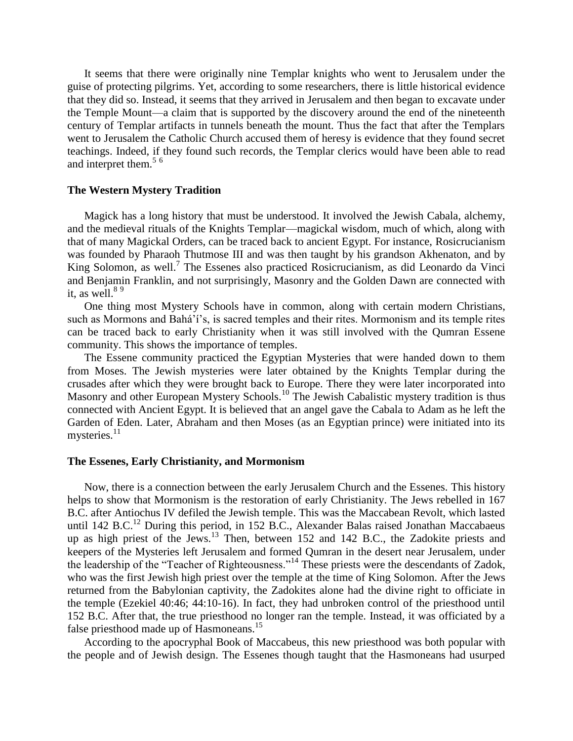It seems that there were originally nine Templar knights who went to Jerusalem under the guise of protecting pilgrims. Yet, according to some researchers, there is little historical evidence that they did so. Instead, it seems that they arrived in Jerusalem and then began to excavate under the Temple Mount—a claim that is supported by the discovery around the end of the nineteenth century of Templar artifacts in tunnels beneath the mount. Thus the fact that after the Templars went to Jerusalem the Catholic Church accused them of heresy is evidence that they found secret teachings. Indeed, if they found such records, the Templar clerics would have been able to read and interpret them.[5 6]

### The Western Mystery Tradition

Magick has a long history that must be understood. It involved the Jewish Cabala, alchemy, and the medieval rituals of the Knights Templar—magickal wisdom, much of which, along with that of many Magickal Orders, can be traced back to ancient Egypt. For instance, Rosicrucianism was founded by Pharaoh Thutmose III and was then taught by his grandson Akhenaton, and by King Solomon, as well.[7] The Essenes also practiced Rosicrucianism, as did Leonardo da Vinci and Benjamin Franklin, and not surprisingly, Masonry and the Golden Dawn are connected with it, as well.[8 9]

One thing most Mystery Schools have in common, along with certain modern Christians, such as Mormons and Bahá'í's, is sacred temples and their rites. Mormonism and its temple rites can be traced back to early Christianity when it was still involved with the Qumran Essene community. This shows the importance of temples.

The Essene community practiced the Egyptian Mysteries that were handed down to them from Moses. The Jewish mysteries were later obtained by the Knights Templar during the crusades after which they were brought back to Europe. There they were later incorporated into Masonry and other European Mystery Schools.[10] The Jewish Cabalistic mystery tradition is thus connected with Ancient Egypt. It is believed that an angel gave the Cabala to Adam as he left the Garden of Eden. Later, Abraham and then Moses (as an Egyptian prince) were initiated into its mysteries.[11]

### The Essenes, Early Christianity, and Mormonism

Now, there is a connection between the early Jerusalem Church and the Essenes. This history helps to show that Mormonism is the restoration of early Christianity. The Jews rebelled in 167 B.C. after Antiochus IV defiled the Jewish temple. This was the Maccabean Revolt, which lasted until 142 B.C.[12] During this period, in 152 B.C., Alexander Balas raised Jonathan Maccabaeus up as high priest of the Jews.[13] Then, between 152 and 142 B.C., the Zadokite priests and keepers of the Mysteries left Jerusalem and formed Qumran in the desert near Jerusalem, under the leadership of the "Teacher of Righteousness."[14] These priests were the descendants of Zadok, who was the first Jewish high priest over the temple at the time of King Solomon. After the Jews returned from the Babylonian captivity, the Zadokites alone had the divine right to officiate in the temple (Ezekiel 40:46; 44:10-16). In fact, they had unbroken control of the priesthood until 152 B.C. After that, the true priesthood no longer ran the temple. Instead, it was officiated by a false priesthood made up of Hasmoneans.[15]

According to the apocryphal Book of Maccabeus, this new priesthood was both popular with the people and of Jewish design. The Essenes though taught that the Hasmoneans had usurped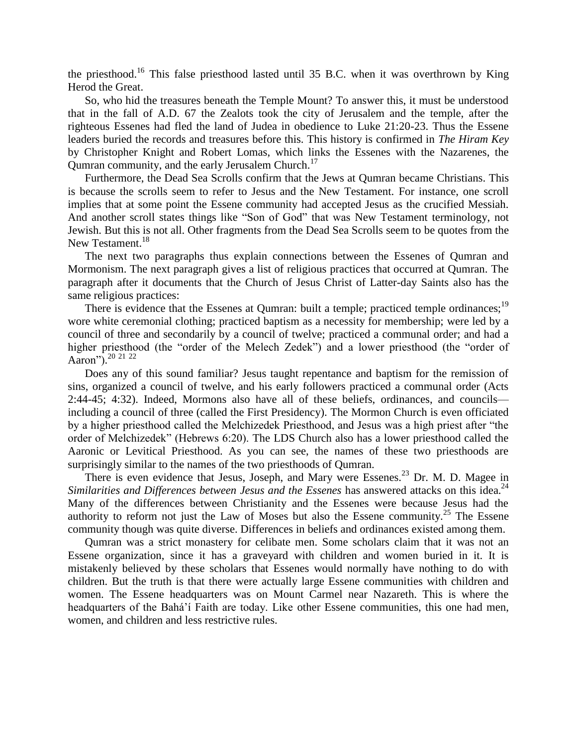the priesthood.[16] This false priesthood lasted until 35 B.C. when it was overthrown by King Herod the Great.

So, who hid the treasures beneath the Temple Mount? To answer this, it must be understood that in the fall of A.D. 67 the Zealots took the city of Jerusalem and the temple, after the righteous Essenes had fled the land of Judea in obedience to Luke 21:20-23. Thus the Essene leaders buried the records and treasures before this. This history is confirmed in *The Hiram Key* by Christopher Knight and Robert Lomas, which links the Essenes with the Nazarenes, the Qumran community, and the early Jerusalem Church.[17]

Furthermore, the Dead Sea Scrolls confirm that the Jews at Qumran became Christians. This is because the scrolls seem to refer to Jesus and the New Testament. For instance, one scroll implies that at some point the Essene community had accepted Jesus as the crucified Messiah. And another scroll states things like "Son of God" that was New Testament terminology, not Jewish. But this is not all. Other fragments from the Dead Sea Scrolls seem to be quotes from the New Testament.[18]

The next two paragraphs thus explain connections between the Essenes of Qumran and Mormonism. The next paragraph gives a list of religious practices that occurred at Qumran. The paragraph after it documents that the Church of Jesus Christ of Latter-day Saints also has the same religious practices:

There is evidence that the Essenes at Qumran: built a temple; practiced temple ordinances;[19] wore white ceremonial clothing; practiced baptism as a necessity for membership; were led by a council of three and secondarily by a council of twelve; practiced a communal order; and had a higher priesthood (the "order of the Melech Zedek") and a lower priesthood (the "order of Aaron").[20] [21] [22]

Does any of this sound familiar? Jesus taught repentance and baptism for the remission of sins, organized a council of twelve, and his early followers practiced a communal order (Acts 2:44-45; 4:32). Indeed, Mormons also have all of these beliefs, ordinances, and councils—including a council of three (called the First Presidency). The Mormon Church is even officiated by a higher priesthood called the Melchizedek Priesthood, and Jesus was a high priest after "the order of Melchizedek" (Hebrews 6:20). The LDS Church also has a lower priesthood called the Aaronic or Levitical Priesthood. As you can see, the names of these two priesthoods are surprisingly similar to the names of the two priesthoods of Qumran.

There is even evidence that Jesus, Joseph, and Mary were Essenes.[23] Dr. M. D. Magee in *Similarities and Differences between Jesus and the Essenes* has answered attacks on this idea.[24] Many of the differences between Christianity and the Essenes were because Jesus had the authority to reform not just the Law of Moses but also the Essene community.[25] The Essene community though was quite diverse. Differences in beliefs and ordinances existed among them.

Qumran was a strict monastery for celibate men. Some scholars claim that it was not an Essene organization, since it has a graveyard with children and women buried in it. It is mistakenly believed by these scholars that Essenes would normally have nothing to do with children. But the truth is that there were actually large Essene communities with children and women. The Essene headquarters was on Mount Carmel near Nazareth. This is where the headquarters of the Bahá'í Faith are today. Like other Essene communities, this one had men, women, and children and less restrictive rules.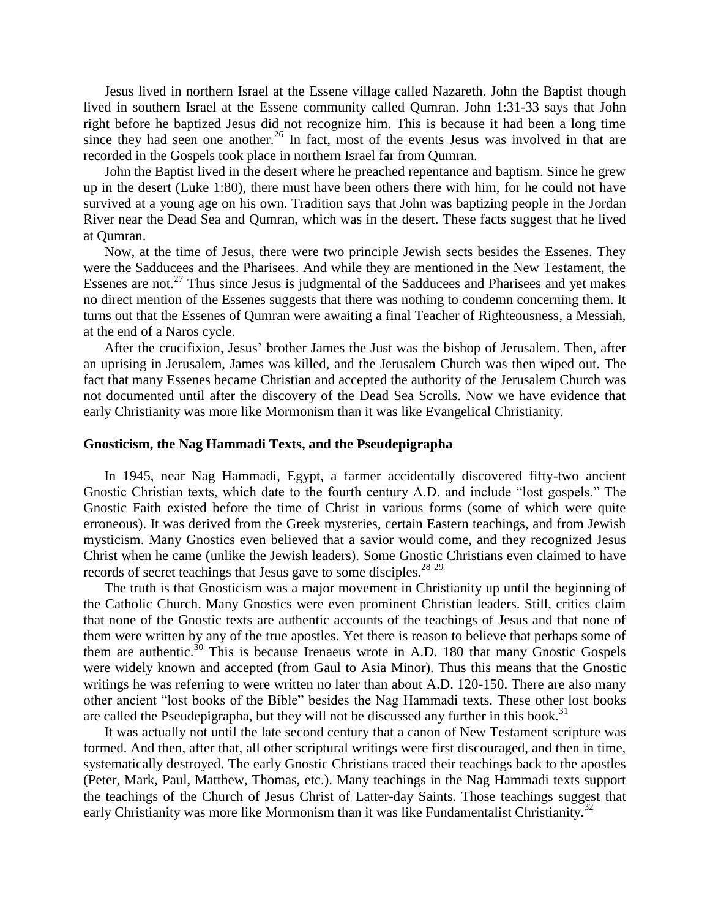Jesus lived in northern Israel at the Essene village called Nazareth. John the Baptist though lived in southern Israel at the Essene community called Qumran. John 1:31-33 says that John right before he baptized Jesus did not recognize him. This is because it had been a long time since they had seen one another.[26] In fact, most of the events Jesus was involved in that are recorded in the Gospels took place in northern Israel far from Qumran.

John the Baptist lived in the desert where he preached repentance and baptism. Since he grew up in the desert (Luke 1:80), there must have been others there with him, for he could not have survived at a young age on his own. Tradition says that John was baptizing people in the Jordan River near the Dead Sea and Qumran, which was in the desert. These facts suggest that he lived at Qumran.

Now, at the time of Jesus, there were two principle Jewish sects besides the Essenes. They were the Sadducees and the Pharisees. And while they are mentioned in the New Testament, the Essenes are not.[27] Thus since Jesus is judgmental of the Sadducees and Pharisees and yet makes no direct mention of the Essenes suggests that there was nothing to condemn concerning them. It turns out that the Essenes of Qumran were awaiting a final Teacher of Righteousness, a Messiah, at the end of a Naros cycle.

After the crucifixion, Jesus' brother James the Just was the bishop of Jerusalem. Then, after an uprising in Jerusalem, James was killed, and the Jerusalem Church was then wiped out. The fact that many Essenes became Christian and accepted the authority of the Jerusalem Church was not documented until after the discovery of the Dead Sea Scrolls. Now we have evidence that early Christianity was more like Mormonism than it was like Evangelical Christianity.

### Gnosticism, the Nag Hammadi Texts, and the Pseudepigrapha

In 1945, near Nag Hammadi, Egypt, a farmer accidentally discovered fifty-two ancient Gnostic Christian texts, which date to the fourth century A.D. and include "lost gospels." The Gnostic Faith existed before the time of Christ in various forms (some of which were quite erroneous). It was derived from the Greek mysteries, certain Eastern teachings, and from Jewish mysticism. Many Gnostics even believed that a savior would come, and they recognized Jesus Christ when he came (unlike the Jewish leaders). Some Gnostic Christians even claimed to have records of secret teachings that Jesus gave to some disciples.[28 29]

The truth is that Gnosticism was a major movement in Christianity up until the beginning of the Catholic Church. Many Gnostics were even prominent Christian leaders. Still, critics claim that none of the Gnostic texts are authentic accounts of the teachings of Jesus and that none of them were written by any of the true apostles. Yet there is reason to believe that perhaps some of them are authentic.[30] This is because Irenaeus wrote in A.D. 180 that many Gnostic Gospels were widely known and accepted (from Gaul to Asia Minor). Thus this means that the Gnostic writings he was referring to were written no later than about A.D. 120-150. There are also many other ancient "lost books of the Bible" besides the Nag Hammadi texts. These other lost books are called the Pseudepigrapha, but they will not be discussed any further in this book.[31]

It was actually not until the late second century that a canon of New Testament scripture was formed. And then, after that, all other scriptural writings were first discouraged, and then in time, systematically destroyed. The early Gnostic Christians traced their teachings back to the apostles (Peter, Mark, Paul, Matthew, Thomas, etc.). Many teachings in the Nag Hammadi texts support the teachings of the Church of Jesus Christ of Latter-day Saints. Those teachings suggest that early Christianity was more like Mormonism than it was like Fundamentalist Christianity.[32]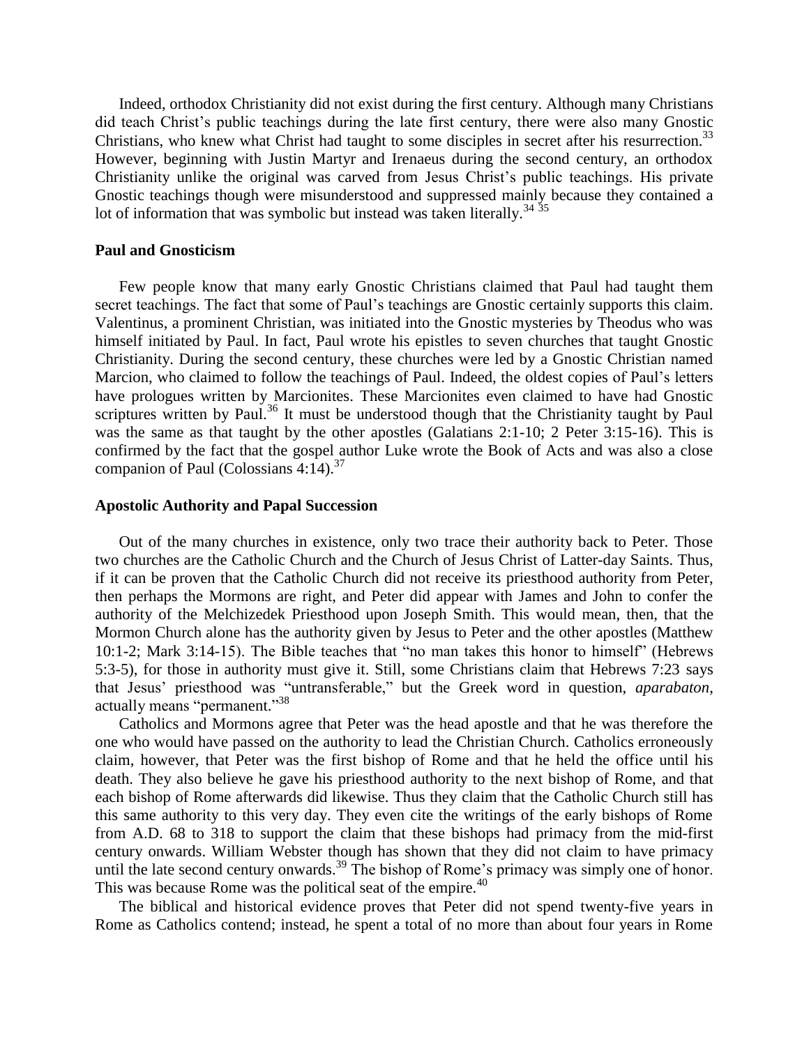Indeed, orthodox Christianity did not exist during the first century. Although many Christians did teach Christ's public teachings during the late first century, there were also many Gnostic Christians, who knew what Christ had taught to some disciples in secret after his resurrection.[33] However, beginning with Justin Martyr and Irenaeus during the second century, an orthodox Christianity unlike the original was carved from Jesus Christ's public teachings. His private Gnostic teachings though were misunderstood and suppressed mainly because they contained a lot of information that was symbolic but instead was taken literally.[34 35]

**Paul and Gnosticism**

Few people know that many early Gnostic Christians claimed that Paul had taught them secret teachings. The fact that some of Paul's teachings are Gnostic certainly supports this claim. Valentinus, a prominent Christian, was initiated into the Gnostic mysteries by Theodus who was himself initiated by Paul. In fact, Paul wrote his epistles to seven churches that taught Gnostic Christianity. During the second century, these churches were led by a Gnostic Christian named Marcion, who claimed to follow the teachings of Paul. Indeed, the oldest copies of Paul's letters have prologues written by Marcionites. These Marcionites even claimed to have had Gnostic scriptures written by Paul.[36] It must be understood though that the Christianity taught by Paul was the same as that taught by the other apostles (Galatians 2:1-10; 2 Peter 3:15-16). This is confirmed by the fact that the gospel author Luke wrote the Book of Acts and was also a close companion of Paul (Colossians 4:14).[37]

**Apostolic Authority and Papal Succession**

Out of the many churches in existence, only two trace their authority back to Peter. Those two churches are the Catholic Church and the Church of Jesus Christ of Latter-day Saints. Thus, if it can be proven that the Catholic Church did not receive its priesthood authority from Peter, then perhaps the Mormons are right, and Peter did appear with James and John to confer the authority of the Melchizedek Priesthood upon Joseph Smith. This would mean, then, that the Mormon Church alone has the authority given by Jesus to Peter and the other apostles (Matthew 10:1-2; Mark 3:14-15). The Bible teaches that "no man takes this honor to himself" (Hebrews 5:3-5), for those in authority must give it. Still, some Christians claim that Hebrews 7:23 says that Jesus' priesthood was "untransferable," but the Greek word in question, *aparabaton*, actually means "permanent."[38]

Catholics and Mormons agree that Peter was the head apostle and that he was therefore the one who would have passed on the authority to lead the Christian Church. Catholics erroneously claim, however, that Peter was the first bishop of Rome and that he held the office until his death. They also believe he gave his priesthood authority to the next bishop of Rome, and that each bishop of Rome afterwards did likewise. Thus they claim that the Catholic Church still has this same authority to this very day. They even cite the writings of the early bishops of Rome from A.D. 68 to 318 to support the claim that these bishops had primacy from the mid-first century onwards. William Webster though has shown that they did not claim to have primacy until the late second century onwards.[39] The bishop of Rome's primacy was simply one of honor. This was because Rome was the political seat of the empire.[40]

The biblical and historical evidence proves that Peter did not spend twenty-five years in Rome as Catholics contend; instead, he spent a total of no more than about four years in Rome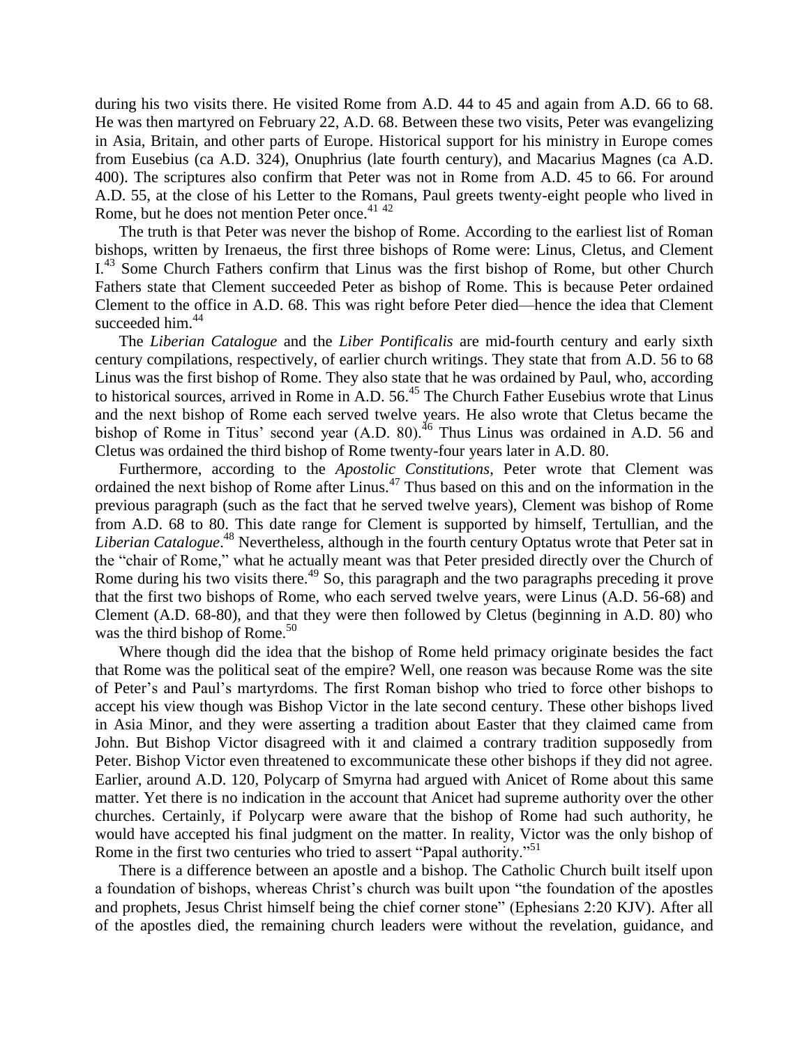during his two visits there. He visited Rome from A.D. 44 to 45 and again from A.D. 66 to 68. He was then martyred on February 22, A.D. 68. Between these two visits, Peter was evangelizing in Asia, Britain, and other parts of Europe. Historical support for his ministry in Europe comes from Eusebius (ca A.D. 324), Onuphrius (late fourth century), and Macarius Magnes (ca A.D. 400). The scriptures also confirm that Peter was not in Rome from A.D. 45 to 66. For around A.D. 55, at the close of his Letter to the Romans, Paul greets twenty-eight people who lived in Rome, but he does not mention Peter once.[41] [42]

The truth is that Peter was never the bishop of Rome. According to the earliest list of Roman bishops, written by Irenaeus, the first three bishops of Rome were: Linus, Cletus, and Clement I.[43] Some Church Fathers confirm that Linus was the first bishop of Rome, but other Church Fathers state that Clement succeeded Peter as bishop of Rome. This is because Peter ordained Clement to the office in A.D. 68. This was right before Peter died—hence the idea that Clement succeeded him.[44]

The *Liberian Catalogue* and the *Liber Pontificalis* are mid-fourth century and early sixth century compilations, respectively, of earlier church writings. They state that from A.D. 56 to 68 Linus was the first bishop of Rome. They also state that he was ordained by Paul, who, according to historical sources, arrived in Rome in A.D. 56.[45] The Church Father Eusebius wrote that Linus and the next bishop of Rome each served twelve years. He also wrote that Cletus became the bishop of Rome in Titus' second year (A.D. 80).[46] Thus Linus was ordained in A.D. 56 and Cletus was ordained the third bishop of Rome twenty-four years later in A.D. 80.

Furthermore, according to the *Apostolic Constitutions*, Peter wrote that Clement was ordained the next bishop of Rome after Linus.[47] Thus based on this and on the information in the previous paragraph (such as the fact that he served twelve years), Clement was bishop of Rome from A.D. 68 to 80. This date range for Clement is supported by himself, Tertullian, and the *Liberian Catalogue*.[48] Nevertheless, although in the fourth century Optatus wrote that Peter sat in the "chair of Rome," what he actually meant was that Peter presided directly over the Church of Rome during his two visits there.[49] So, this paragraph and the two paragraphs preceding it prove that the first two bishops of Rome, who each served twelve years, were Linus (A.D. 56-68) and Clement (A.D. 68-80), and that they were then followed by Cletus (beginning in A.D. 80) who was the third bishop of Rome.[50]

Where though did the idea that the bishop of Rome held primacy originate besides the fact that Rome was the political seat of the empire? Well, one reason was because Rome was the site of Peter's and Paul's martyrdoms. The first Roman bishop who tried to force other bishops to accept his view though was Bishop Victor in the late second century. These other bishops lived in Asia Minor, and they were asserting a tradition about Easter that they claimed came from John. But Bishop Victor disagreed with it and claimed a contrary tradition supposedly from Peter. Bishop Victor even threatened to excommunicate these other bishops if they did not agree. Earlier, around A.D. 120, Polycarp of Smyrna had argued with Anicet of Rome about this same matter. Yet there is no indication in the account that Anicet had supreme authority over the other churches. Certainly, if Polycarp were aware that the bishop of Rome had such authority, he would have accepted his final judgment on the matter. In reality, Victor was the only bishop of Rome in the first two centuries who tried to assert "Papal authority."[51]

There is a difference between an apostle and a bishop. The Catholic Church built itself upon a foundation of bishops, whereas Christ's church was built upon "the foundation of the apostles and prophets, Jesus Christ himself being the chief corner stone" (Ephesians 2:20 KJV). After all of the apostles died, the remaining church leaders were without the revelation, guidance, and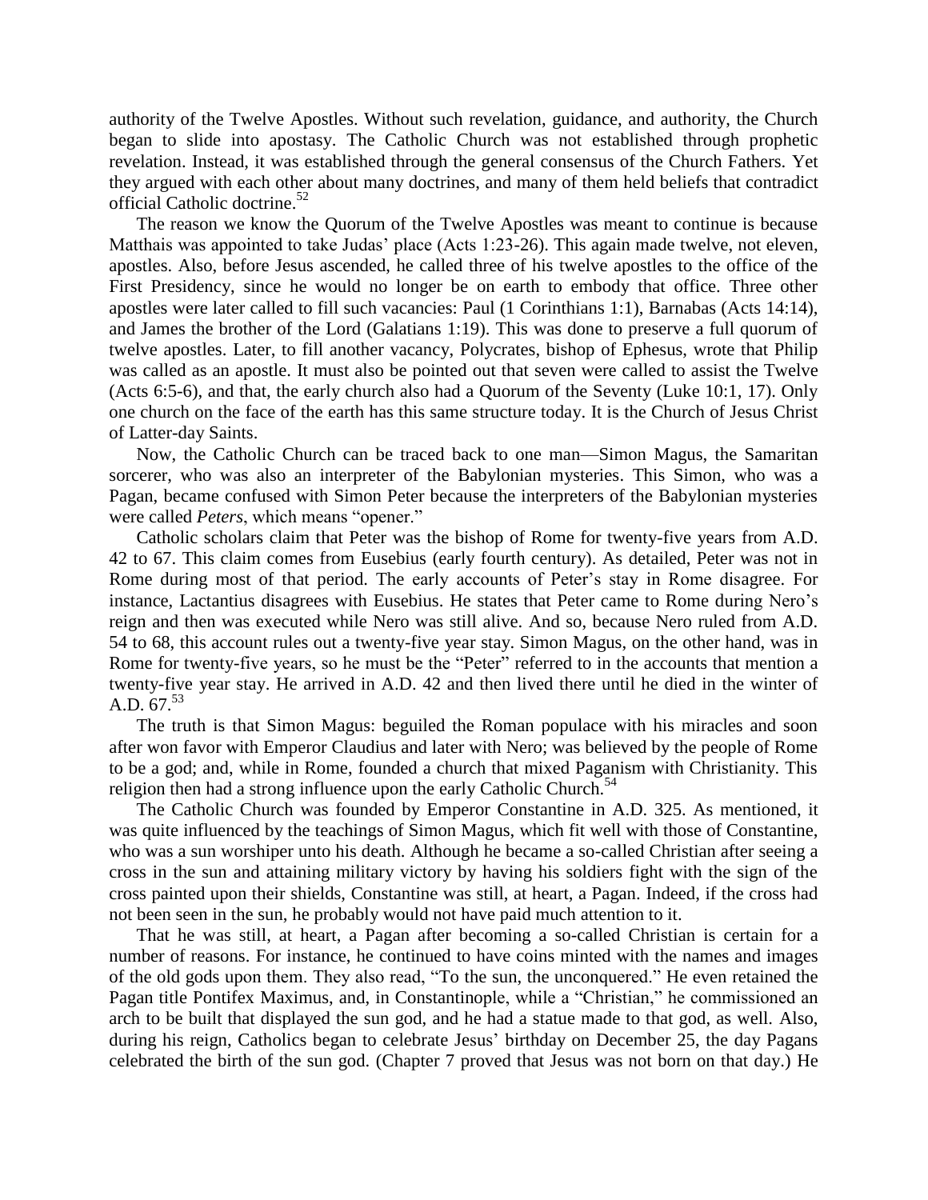authority of the Twelve Apostles. Without such revelation, guidance, and authority, the Church began to slide into apostasy. The Catholic Church was not established through prophetic revelation. Instead, it was established through the general consensus of the Church Fathers. Yet they argued with each other about many doctrines, and many of them held beliefs that contradict official Catholic doctrine.[52]

The reason we know the Quorum of the Twelve Apostles was meant to continue is because Matthais was appointed to take Judas' place (Acts 1:23-26). This again made twelve, not eleven, apostles. Also, before Jesus ascended, he called three of his twelve apostles to the office of the First Presidency, since he would no longer be on earth to embody that office. Three other apostles were later called to fill such vacancies: Paul (1 Corinthians 1:1), Barnabas (Acts 14:14), and James the brother of the Lord (Galatians 1:19). This was done to preserve a full quorum of twelve apostles. Later, to fill another vacancy, Polycrates, bishop of Ephesus, wrote that Philip was called as an apostle. It must also be pointed out that seven were called to assist the Twelve (Acts 6:5-6), and that, the early church also had a Quorum of the Seventy (Luke 10:1, 17). Only one church on the face of the earth has this same structure today. It is the Church of Jesus Christ of Latter-day Saints.

Now, the Catholic Church can be traced back to one man—Simon Magus, the Samaritan sorcerer, who was also an interpreter of the Babylonian mysteries. This Simon, who was a Pagan, became confused with Simon Peter because the interpreters of the Babylonian mysteries were called *Peters*, which means "opener."

Catholic scholars claim that Peter was the bishop of Rome for twenty-five years from A.D. 42 to 67. This claim comes from Eusebius (early fourth century). As detailed, Peter was not in Rome during most of that period. The early accounts of Peter's stay in Rome disagree. For instance, Lactantius disagrees with Eusebius. He states that Peter came to Rome during Nero's reign and then was executed while Nero was still alive. And so, because Nero ruled from A.D. 54 to 68, this account rules out a twenty-five year stay. Simon Magus, on the other hand, was in Rome for twenty-five years, so he must be the "Peter" referred to in the accounts that mention a twenty-five year stay. He arrived in A.D. 42 and then lived there until he died in the winter of A.D. 67.[53]

The truth is that Simon Magus: beguiled the Roman populace with his miracles and soon after won favor with Emperor Claudius and later with Nero; was believed by the people of Rome to be a god; and, while in Rome, founded a church that mixed Paganism with Christianity. This religion then had a strong influence upon the early Catholic Church.[54]

The Catholic Church was founded by Emperor Constantine in A.D. 325. As mentioned, it was quite influenced by the teachings of Simon Magus, which fit well with those of Constantine, who was a sun worshiper unto his death. Although he became a so-called Christian after seeing a cross in the sun and attaining military victory by having his soldiers fight with the sign of the cross painted upon their shields, Constantine was still, at heart, a Pagan. Indeed, if the cross had not been seen in the sun, he probably would not have paid much attention to it.

That he was still, at heart, a Pagan after becoming a so-called Christian is certain for a number of reasons. For instance, he continued to have coins minted with the names and images of the old gods upon them. They also read, "To the sun, the unconquered." He even retained the Pagan title Pontifex Maximus, and, in Constantinople, while a "Christian," he commissioned an arch to be built that displayed the sun god, and he had a statue made to that god, as well. Also, during his reign, Catholics began to celebrate Jesus' birthday on December 25, the day Pagans celebrated the birth of the sun god. (Chapter 7 proved that Jesus was not born on that day.) He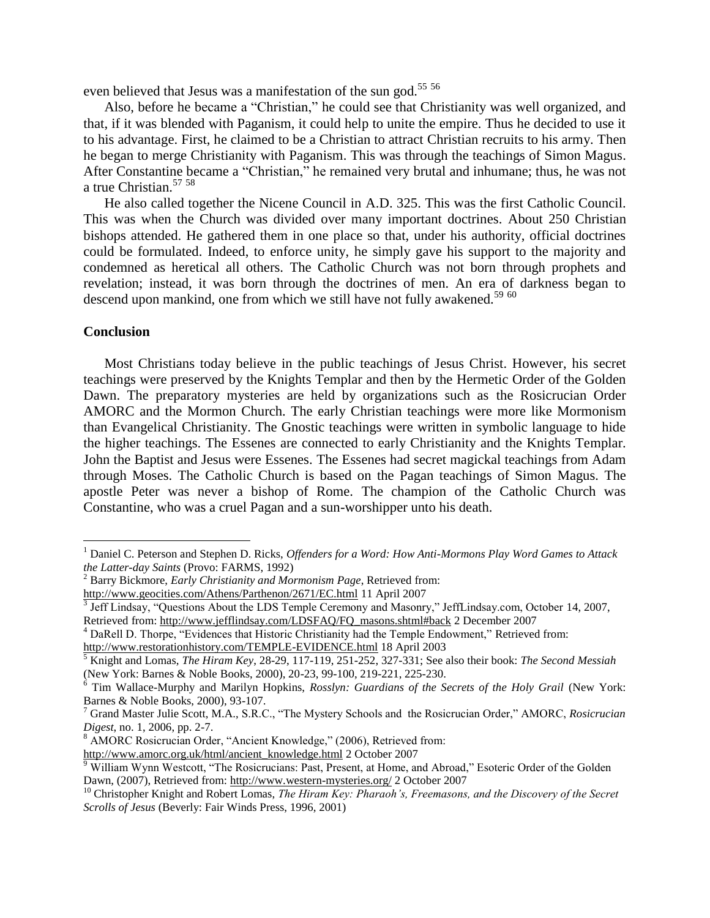even believed that Jesus was a manifestation of the sun god.[55] [56]

Also, before he became a "Christian," he could see that Christianity was well organized, and that, if it was blended with Paganism, it could help to unite the empire. Thus he decided to use it to his advantage. First, he claimed to be a Christian to attract Christian recruits to his army. Then he began to merge Christianity with Paganism. This was through the teachings of Simon Magus. After Constantine became a "Christian," he remained very brutal and inhumane; thus, he was not a true Christian.[57] [58]

He also called together the Nicene Council in A.D. 325. This was the first Catholic Council. This was when the Church was divided over many important doctrines. About 250 Christian bishops attended. He gathered them in one place so that, under his authority, official doctrines could be formulated. Indeed, to enforce unity, he simply gave his support to the majority and condemned as heretical all others. The Catholic Church was not born through prophets and revelation; instead, it was born through the doctrines of men. An era of darkness began to descend upon mankind, one from which we still have not fully awakened.[59] [60]

### Conclusion

Most Christians today believe in the public teachings of Jesus Christ. However, his secret teachings were preserved by the Knights Templar and then by the Hermetic Order of the Golden Dawn. The preparatory mysteries are held by organizations such as the Rosicrucian Order AMORC and the Mormon Church. The early Christian teachings were more like Mormonism than Evangelical Christianity. The Gnostic teachings were written in symbolic language to hide the higher teachings. The Essenes are connected to early Christianity and the Knights Templar. John the Baptist and Jesus were Essenes. The Essenes had secret magickal teachings from Adam through Moses. The Catholic Church is based on the Pagan teachings of Simon Magus. The apostle Peter was never a bishop of Rome. The champion of the Catholic Church was Constantine, who was a cruel Pagan and a sun-worshipper unto his death.

---

[1] Daniel C. Peterson and Stephen D. Ricks, *Offenders for a Word: How Anti-Mormons Play Word Games to Attack the Latter-day Saints* (Provo: FARMS, 1992)

[2] Barry Bickmore, *Early Christianity and Mormonism Page*, Retrieved from: http://www.geocities.com/Athens/Parthenon/2671/EC.html 11 April 2007

[3] Jeff Lindsay, "Questions About the LDS Temple Ceremony and Masonry," JeffLindsay.com, October 14, 2007, Retrieved from: http://www.jefflindsay.com/LDSFAQ/FQ_masons.shtml#back 2 December 2007

[4] DaRell D. Thorpe, "Evidences that Historic Christianity had the Temple Endowment," Retrieved from: http://www.restorationhistory.com/TEMPLE-EVIDENCE.html 18 April 2003

[5] Knight and Lomas, *The Hiram Key*, 28-29, 117-119, 251-252, 327-331; See also their book: *The Second Messiah* (New York: Barnes & Noble Books, 2000), 20-23, 99-100, 219-221, 225-230.

[6] Tim Wallace-Murphy and Marilyn Hopkins, *Rosslyn: Guardians of the Secrets of the Holy Grail* (New York: Barnes & Noble Books, 2000), 93-107.

[7] Grand Master Julie Scott, M.A., S.R.C., "The Mystery Schools and the Rosicrucian Order," AMORC, *Rosicrucian Digest*, no. 1, 2006, pp. 2-7.

[8] AMORC Rosicrucian Order, "Ancient Knowledge," (2006), Retrieved from: http://www.amorc.org.uk/html/ancient_knowledge.html 2 October 2007

[9] William Wynn Westcott, "The Rosicrucians: Past, Present, at Home, and Abroad," Esoteric Order of the Golden Dawn, (2007), Retrieved from: http://www.western-mysteries.org/ 2 October 2007

[10] Christopher Knight and Robert Lomas, *The Hiram Key: Pharaoh's, Freemasons, and the Discovery of the Secret Scrolls of Jesus* (Beverly: Fair Winds Press, 1996, 2001)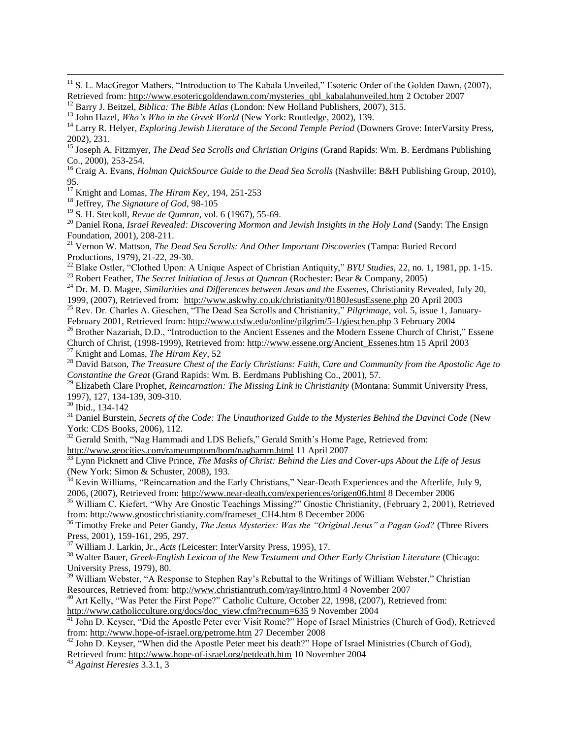[11] S. L. MacGregor Mathers, "Introduction to The Kabala Unveiled," Esoteric Order of the Golden Dawn, (2007), Retrieved from: http://www.esotericgoldendawn.com/mysteries_qbl_kabalahunveiled.htm 2 October 2007

[12] Barry J. Beitzel, *Biblica: The Bible Atlas* (London: New Holland Publishers, 2007), 315.

[13] John Hazel, *Who's Who in the Greek World* (New York: Routledge, 2002), 139.

[14] Larry R. Helyer, *Exploring Jewish Literature of the Second Temple Period* (Downers Grove: InterVarsity Press, 2002), 231.

[15] Joseph A. Fitzmyer, *The Dead Sea Scrolls and Christian Origins* (Grand Rapids: Wm. B. Eerdmans Publishing Co., 2000), 253-254.

[16] Craig A. Evans, *Holman QuickSource Guide to the Dead Sea Scrolls* (Nashville: B&H Publishing Group, 2010), 95.

[17] Knight and Lomas, *The Hiram Key*, 194, 251-253

[18] Jeffrey, *The Signature of God*, 98-105

[19] S. H. Steckoll, *Revue de Qumran*, vol. 6 (1967), 55-69.

[20] Daniel Rona, *Israel Revealed: Discovering Mormon and Jewish Insights in the Holy Land* (Sandy: The Ensign Foundation, 2001), 208-211.

[21] Vernon W. Mattson, *The Dead Sea Scrolls: And Other Important Discoveries* (Tampa: Buried Record Productions, 1979), 21-22, 29-30.

[22] Blake Ostler, "Clothed Upon: A Unique Aspect of Christian Antiquity," *BYU Studies*, 22, no. 1, 1981, pp. 1-15.

[23] Robert Feather, *The Secret Initiation of Jesus at Qumran* (Rochester: Bear & Company, 2005)

[24] Dr. M. D. Magee, *Similarities and Differences between Jesus and the Essenes*, Christianity Revealed, July 20, 1999, (2007), Retrieved from: http://www.askwhy.co.uk/christianity/0180JesusEssene.php 20 April 2003

[25] Rev. Dr. Charles A. Gieschen, "The Dead Sea Scrolls and Christianity," *Pilgrimage*, vol. 5, issue 1, January-February 2001, Retrieved from: http://www.ctsfw.edu/online/pilgrim/5-1/gieschen.php 3 February 2004

[26] Brother Nazariah, D.D., "Introduction to the Ancient Essenes and the Modern Essene Church of Christ," Essene Church of Christ, (1998-1999), Retrieved from: http://www.essene.org/Ancient_Essenes.htm 15 April 2003

[27] Knight and Lomas, *The Hiram Key*, 52

[28] David Batson, *The Treasure Chest of the Early Christians: Faith, Care and Community from the Apostolic Age to Constantine the Great* (Grand Rapids: Wm. B. Eerdmans Publishing Co., 2001), 57.

[29] Elizabeth Clare Prophet, *Reincarnation: The Missing Link in Christianity* (Montana: Summit University Press, 1997), 127, 134-139, 309-310.

[30] Ibid., 134-142

[31] Daniel Burstein, *Secrets of the Code: The Unauthorized Guide to the Mysteries Behind the Davinci Code* (New York: CDS Books, 2006), 112.

[32] Gerald Smith, "Nag Hammadi and LDS Beliefs," Gerald Smith's Home Page, Retrieved from: http://www.geocities.com/rameumptom/bom/naghamm.html 11 April 2007

[33] Lynn Picknett and Clive Prince, *The Masks of Christ: Behind the Lies and Cover-ups About the Life of Jesus* (New York: Simon & Schuster, 2008), 193.

[34] Kevin Williams, "Reincarnation and the Early Christians," Near-Death Experiences and the Afterlife, July 9, 2006, (2007), Retrieved from: http://www.near-death.com/experiences/origen06.html 8 December 2006

[35] William C. Kiefert, "Why Are Gnostic Teachings Missing?" Gnostic Christianity, (February 2, 2001), Retrieved from: http://www.gnosticchristianity.com/frameset_CH4.htm 8 December 2006

[36] Timothy Freke and Peter Gandy, *The Jesus Mysteries: Was the "Original Jesus" a Pagan God?* (Three Rivers Press, 2001), 159-161, 295, 297.

[37] William J. Larkin, Jr., *Acts* (Leicester: InterVarsity Press, 1995), 17.

[38] Walter Bauer, *Greek-English Lexicon of the New Testament and Other Early Christian Literature* (Chicago: University Press, 1979), 80.

[39] William Webster, "A Response to Stephen Ray's Rebuttal to the Writings of William Webster," Christian Resources, Retrieved from: http://www.christiantruth.com/ray4intro.html 4 November 2007

[40] Art Kelly, "Was Peter the First Pope?" Catholic Culture, October 22, 1998, (2007), Retrieved from: http://www.catholicculture.org/docs/doc_view.cfm?recnum=635 9 November 2004

[41] John D. Keyser, "Did the Apostle Peter ever Visit Rome?" Hope of Israel Ministries (Church of God), Retrieved from: http://www.hope-of-israel.org/petrome.htm 27 December 2008

[42] John D. Keyser, "When did the Apostle Peter meet his death?" Hope of Israel Ministries (Church of God), Retrieved from: http://www.hope-of-israel.org/petdeath.htm 10 November 2004

[43] *Against Heresies* 3.3.1, 3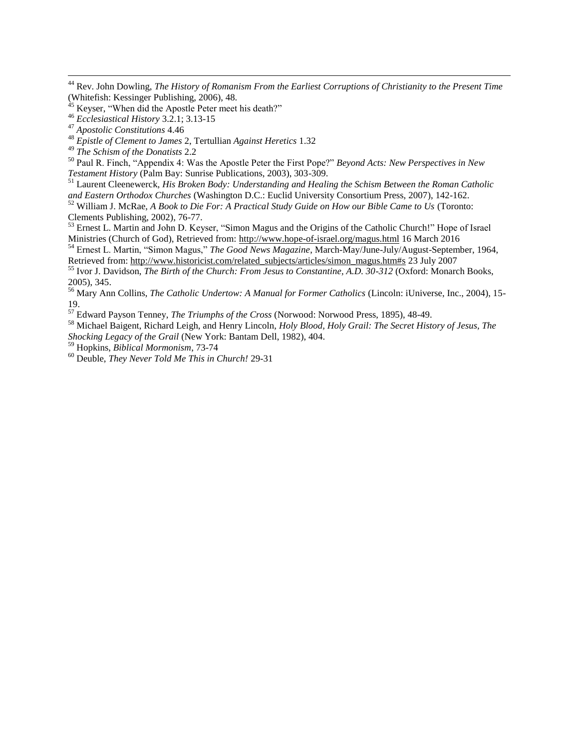[44] Rev. John Dowling, *The History of Romanism From the Earliest Corruptions of Christianity to the Present Time* (Whitefish: Kessinger Publishing, 2006), 48.

[45] Keyser, "When did the Apostle Peter meet his death?"

[46] *Ecclesiastical History* 3.2.1; 3.13-15

[47] *Apostolic Constitutions* 4.46

[48] *Epistle of Clement to James* 2, Tertullian *Against Heretics* 1.32

[49] *The Schism of the Donatists* 2.2

[50] Paul R. Finch, "Appendix 4: Was the Apostle Peter the First Pope?" *Beyond Acts: New Perspectives in New Testament History* (Palm Bay: Sunrise Publications, 2003), 303-309.

[51] Laurent Cleenewerck, *His Broken Body: Understanding and Healing the Schism Between the Roman Catholic and Eastern Orthodox Churches* (Washington D.C.: Euclid University Consortium Press, 2007), 142-162.

[52] William J. McRae, *A Book to Die For: A Practical Study Guide on How our Bible Came to Us* (Toronto: Clements Publishing, 2002), 76-77.

[53] Ernest L. Martin and John D. Keyser, "Simon Magus and the Origins of the Catholic Church!" Hope of Israel Ministries (Church of God), Retrieved from: http://www.hope-of-israel.org/magus.html 16 March 2016

[54] Ernest L. Martin, "Simon Magus," *The Good News Magazine*, March-May/June-July/August-September, 1964, Retrieved from: http://www.historicist.com/related_subjects/articles/simon_magus.htm#s 23 July 2007

[55] Ivor J. Davidson, *The Birth of the Church: From Jesus to Constantine, A.D. 30-312* (Oxford: Monarch Books, 2005), 345.

[56] Mary Ann Collins, *The Catholic Undertow: A Manual for Former Catholics* (Lincoln: iUniverse, Inc., 2004), 15-19.

[57] Edward Payson Tenney, *The Triumphs of the Cross* (Norwood: Norwood Press, 1895), 48-49.

[58] Michael Baigent, Richard Leigh, and Henry Lincoln, *Holy Blood, Holy Grail: The Secret History of Jesus, The Shocking Legacy of the Grail* (New York: Bantam Dell, 1982), 404.

[59] Hopkins, *Biblical Mormonism*, 73-74

[60] Deuble, *They Never Told Me This in Church!* 29-31